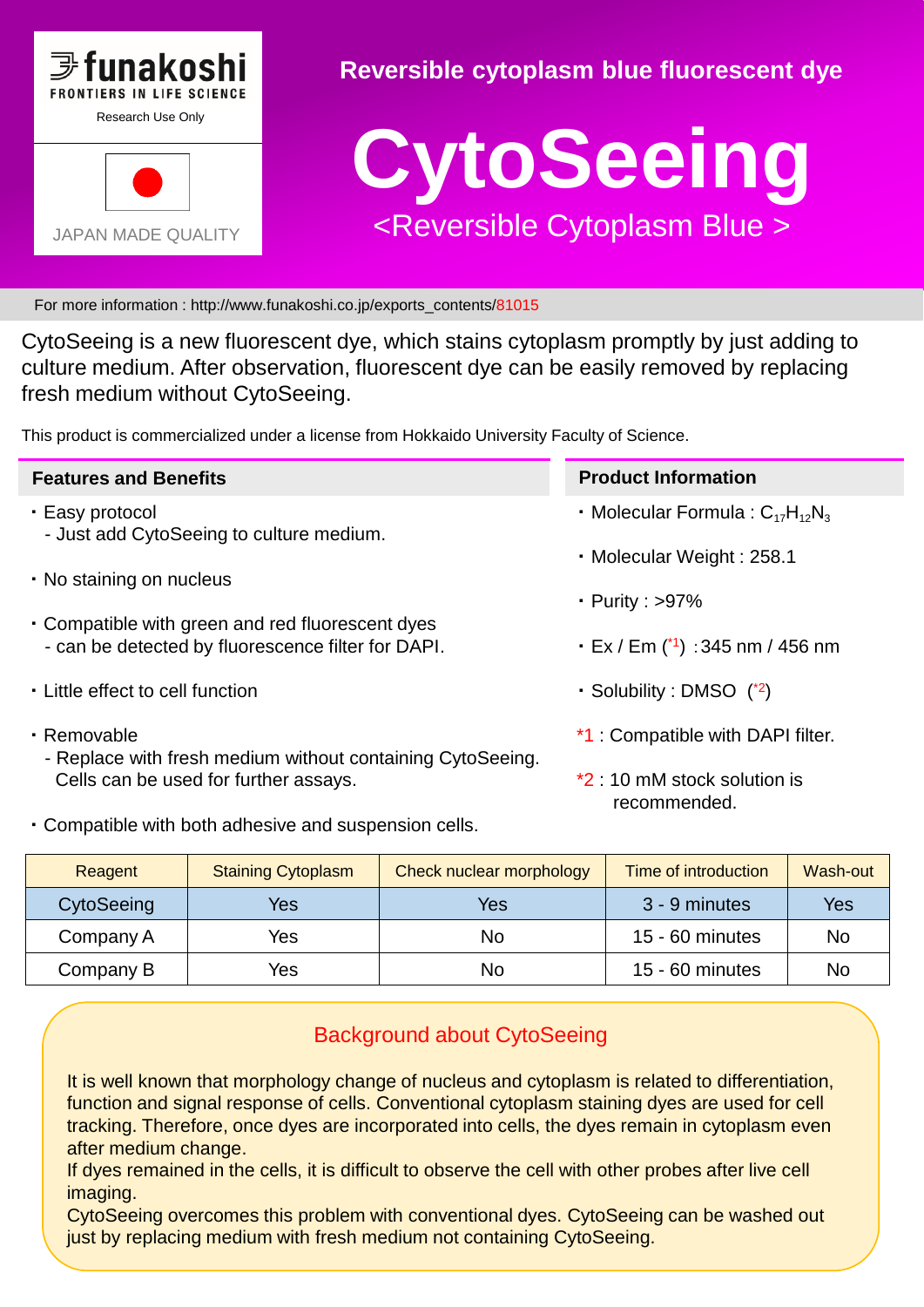funakoshi
FRONTIERS IN LIFE SCIENCE
Research Use Only

JAPAN MADE QUALITY

Reversible cytoplasm blue fluorescent dye

# CytoSeeing

## <Reversible Cytoplasm Blue >

For more information : http://www.funakoshi.co.jp/exports_contents/81015

CytoSeeing is a new fluorescent dye, which stains cytoplasm promptly by just adding to culture medium. After observation, fluorescent dye can be easily removed by replacing fresh medium without CytoSeeing.

This product is commercialized under a license from Hokkaido University Faculty of Science.

### Features and Benefits

- Easy protocol
  - Just add CytoSeeing to culture medium.
- No staining on nucleus
- Compatible with green and red fluorescent dyes
  - can be detected by fluorescence filter for DAPI.
- Little effect to cell function
- Removable
  - Replace with fresh medium without containing CytoSeeing. Cells can be used for further assays.
- Compatible with both adhesive and suspension cells.

### Product Information

- Molecular Formula : $C_{17}H_{12}N_3$
- Molecular Weight : 258.1
- Purity : >97%
- Ex / Em (*1) : 345 nm / 456 nm
- Solubility : DMSO (*2)

*1 : Compatible with DAPI filter.

*2 : 10 mM stock solution is recommended.

| Reagent | Staining Cytoplasm | Check nuclear morphology | Time of introduction | Wash-out |
|---|---|---|---|---|
| CytoSeeing | Yes | Yes | 3 - 9 minutes | Yes |
| Company A | Yes | No | 15 - 60 minutes | No |
| Company B | Yes | No | 15 - 60 minutes | No |

### Background about CytoSeeing

It is well known that morphology change of nucleus and cytoplasm is related to differentiation, function and signal response of cells. Conventional cytoplasm staining dyes are used for cell tracking. Therefore, once dyes are incorporated into cells, the dyes remain in cytoplasm even after medium change.
If dyes remained in the cells, it is difficult to observe the cell with other probes after live cell imaging.
CytoSeeing overcomes this problem with conventional dyes. CytoSeeing can be washed out just by replacing medium with fresh medium not containing CytoSeeing.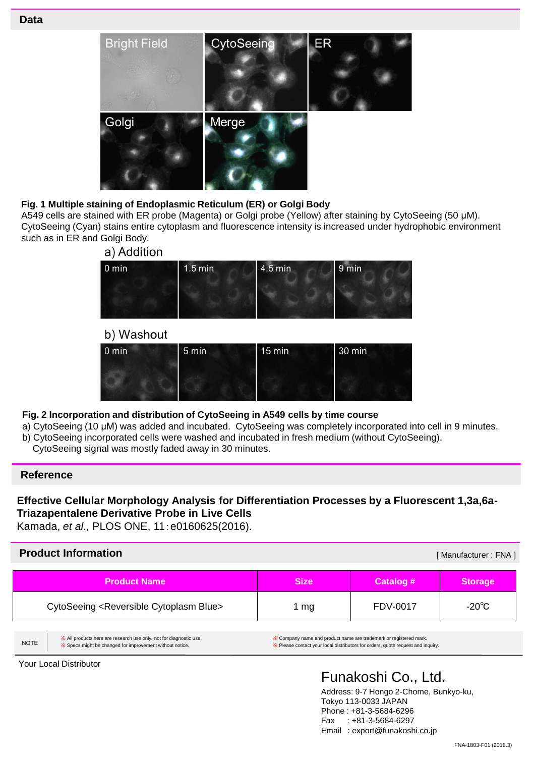## Data

Bright Field
CytoSeeing
ER
Golgi
Merge

**Fig. 1 Multiple staining of Endoplasmic Reticulum (ER) or Golgi Body**
A549 cells are stained with ER probe (Magenta) or Golgi probe (Yellow) after staining by CytoSeeing (50 μM). CytoSeeing (Cyan) stains entire cytoplasm and fluorescence intensity is increased under hydrophobic environment such as in ER and Golgi Body.

a) Addition

0 min
1.5 min
4.5 min
9 min

b) Washout

0 min
5 min
15 min
30 min

**Fig. 2 Incorporation and distribution of CytoSeeing in A549 cells by time course**
a) CytoSeeing (10 μM) was added and incubated. CytoSeeing was completely incorporated into cell in 9 minutes.
b) CytoSeeing incorporated cells were washed and incubated in fresh medium (without CytoSeeing). CytoSeeing signal was mostly faded away in 30 minutes.

## Reference

**Effective Cellular Morphology Analysis for Differentiation Processes by a Fluorescent 1,3a,6a-Triazapentalene Derivative Probe in Live Cells**
Kamada, *et al.,* PLOS ONE, 11:e0160625(2016).

## Product Information

[ Manufacturer : FNA ]

| Product Name | Size | Catalog # | Storage |
|---|---|---|---|
| CytoSeeing <Reversible Cytoplasm Blue> | 1 mg | FDV-0017 | -20℃ |

NOTE
※ All products here are research use only, not for diagnostic use.
※ Specs might be changed for improvement without notice.
※ Company name and product name are trademark or registered mark.
※ Please contact your local distributors for orders, quote request and inquiry.

Your Local Distributor

Funakoshi Co., Ltd.
Address: 9-7 Hongo 2-Chome, Bunkyo-ku, Tokyo 113-0033 JAPAN
Phone : +81-3-5684-6296
Fax : +81-3-5684-6297
Email : export@funakoshi.co.jp

FNA-1803-F01 (2018.3)